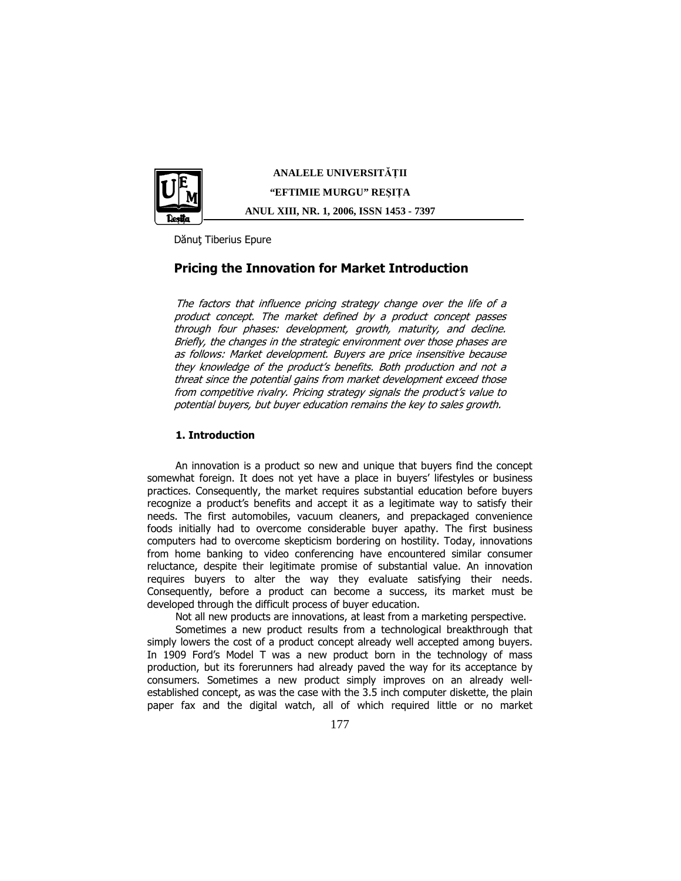Dănuţ Tiberius Epure

# Pricing the Innovation for Market Introduction

*The factors that influence pricing strategy change over the life of a product concept. The market defined by a product concept passes through four phases: development, growth, maturity, and decline. Briefly, the changes in the strategic environment over those phases are as follows: Market development. Buyers are price insensitive because they knowledge of the product's benefits. Both production and not a threat since the potential gains from market development exceed those from competitive rivalry. Pricing strategy signals the product's value to potential buyers, but buyer education remains the key to sales growth.*

## 1. Introduction

An innovation is a product so new and unique that buyers find the concept somewhat foreign. It does not yet have a place in buyers' lifestyles or business practices. Consequently, the market requires substantial education before buyers recognize a product's benefits and accept it as a legitimate way to satisfy their needs. The first automobiles, vacuum cleaners, and prepackaged convenience foods initially had to overcome considerable buyer apathy. The first business computers had to overcome skepticism bordering on hostility. Today, innovations from home banking to video conferencing have encountered similar consumer reluctance, despite their legitimate promise of substantial value. An innovation requires buyers to alter the way they evaluate satisfying their needs. Consequently, before a product can become a success, its market must be developed through the difficult process of buyer education.

Not all new products are innovations, at least from a marketing perspective.

Sometimes a new product results from a technological breakthrough that simply lowers the cost of a product concept already well accepted among buyers. In 1909 Ford's Model T was a new product born in the technology of mass production, but its forerunners had already paved the way for its acceptance by consumers. Sometimes a new product simply improves on an already well-established concept, as was the case with the 3.5 inch computer diskette, the plain paper fax and the digital watch, all of which required little or no market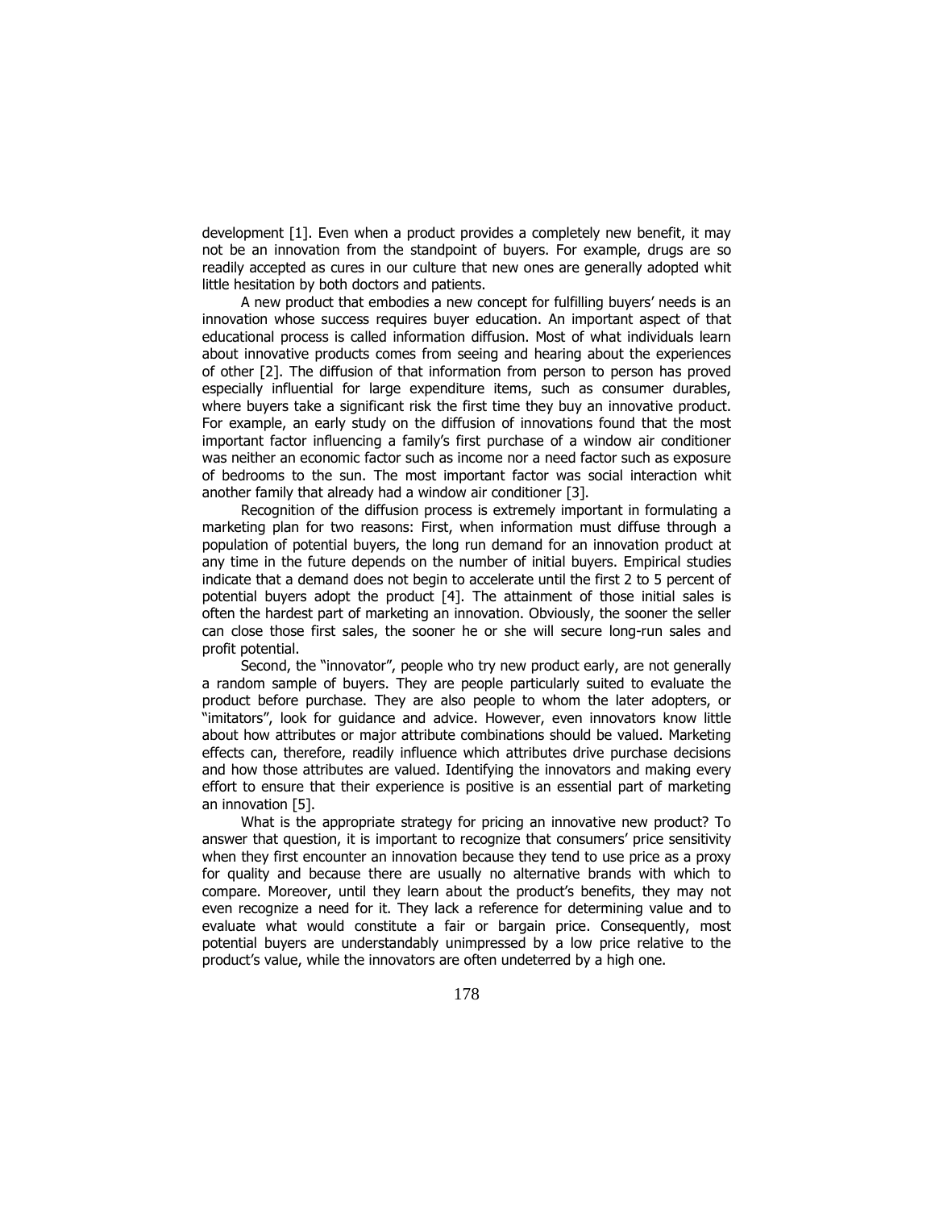development [1]. Even when a product provides a completely new benefit, it may not be an innovation from the standpoint of buyers. For example, drugs are so readily accepted as cures in our culture that new ones are generally adopted whit little hesitation by both doctors and patients.

A new product that embodies a new concept for fulfilling buyers' needs is an innovation whose success requires buyer education. An important aspect of that educational process is called information diffusion. Most of what individuals learn about innovative products comes from seeing and hearing about the experiences of other [2]. The diffusion of that information from person to person has proved especially influential for large expenditure items, such as consumer durables, where buyers take a significant risk the first time they buy an innovative product. For example, an early study on the diffusion of innovations found that the most important factor influencing a family's first purchase of a window air conditioner was neither an economic factor such as income nor a need factor such as exposure of bedrooms to the sun. The most important factor was social interaction whit another family that already had a window air conditioner [3].

Recognition of the diffusion process is extremely important in formulating a marketing plan for two reasons: First, when information must diffuse through a population of potential buyers, the long run demand for an innovation product at any time in the future depends on the number of initial buyers. Empirical studies indicate that a demand does not begin to accelerate until the first 2 to 5 percent of potential buyers adopt the product [4]. The attainment of those initial sales is often the hardest part of marketing an innovation. Obviously, the sooner the seller can close those first sales, the sooner he or she will secure long-run sales and profit potential.

Second, the "innovator", people who try new product early, are not generally a random sample of buyers. They are people particularly suited to evaluate the product before purchase. They are also people to whom the later adopters, or "imitators", look for guidance and advice. However, even innovators know little about how attributes or major attribute combinations should be valued. Marketing effects can, therefore, readily influence which attributes drive purchase decisions and how those attributes are valued. Identifying the innovators and making every effort to ensure that their experience is positive is an essential part of marketing an innovation [5].

What is the appropriate strategy for pricing an innovative new product? To answer that question, it is important to recognize that consumers' price sensitivity when they first encounter an innovation because they tend to use price as a proxy for quality and because there are usually no alternative brands with which to compare. Moreover, until they learn about the product's benefits, they may not even recognize a need for it. They lack a reference for determining value and to evaluate what would constitute a fair or bargain price. Consequently, most potential buyers are understandably unimpressed by a low price relative to the product's value, while the innovators are often undeterred by a high one.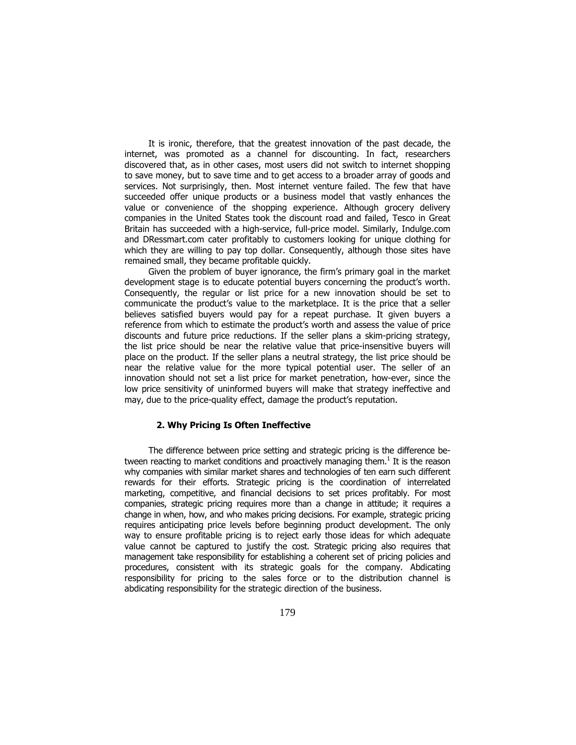It is ironic, therefore, that the greatest innovation of the past decade, the internet, was promoted as a channel for discounting. In fact, researchers discovered that, as in other cases, most users did not switch to internet shopping to save money, but to save time and to get access to a broader array of goods and services. Not surprisingly, then. Most internet venture failed. The few that have succeeded offer unique products or a business model that vastly enhances the value or convenience of the shopping experience. Although grocery delivery companies in the United States took the discount road and failed, Tesco in Great Britain has succeeded with a high-service, full-price model. Similarly, Indulge.com and DRessmart.com cater profitably to customers looking for unique clothing for which they are willing to pay top dollar. Consequently, although those sites have remained small, they became profitable quickly.

Given the problem of buyer ignorance, the firm's primary goal in the market development stage is to educate potential buyers concerning the product's worth. Consequently, the regular or list price for a new innovation should be set to communicate the product's value to the marketplace. It is the price that a seller believes satisfied buyers would pay for a repeat purchase. It given buyers a reference from which to estimate the product's worth and assess the value of price discounts and future price reductions. If the seller plans a skim-pricing strategy, the list price should be near the relative value that price-insensitive buyers will place on the product. If the seller plans a neutral strategy, the list price should be near the relative value for the more typical potential user. The seller of an innovation should not set a list price for market penetration, how-ever, since the low price sensitivity of uninformed buyers will make that strategy ineffective and may, due to the price-quality effect, damage the product's reputation.

### 2. Why Pricing Is Often Ineffective

The difference between price setting and strategic pricing is the difference be-tween reacting to market conditions and proactively managing them.[1] It is the reason why companies with similar market shares and technologies of ten earn such different rewards for their efforts. Strategic pricing is the coordination of interrelated marketing, competitive, and financial decisions to set prices profitably. For most companies, strategic pricing requires more than a change in attitude; it requires a change in when, how, and who makes pricing decisions. For example, strategic pricing requires anticipating price levels before beginning product development. The only way to ensure profitable pricing is to reject early those ideas for which adequate value cannot be captured to justify the cost. Strategic pricing also requires that management take responsibility for establishing a coherent set of pricing policies and procedures, consistent with its strategic goals for the company. Abdicating responsibility for pricing to the sales force or to the distribution channel is abdicating responsibility for the strategic direction of the business.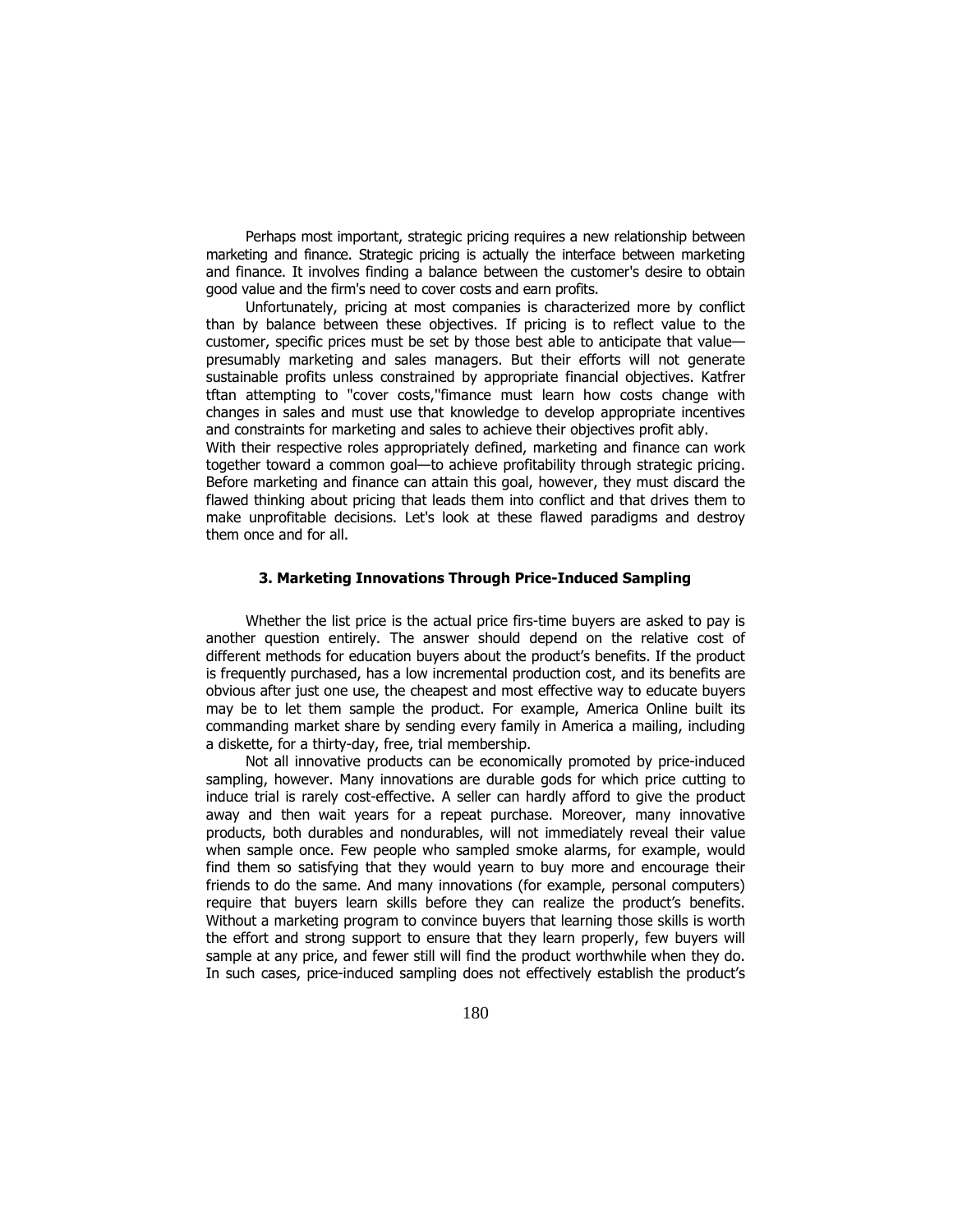Perhaps most important, strategic pricing requires a new relationship between marketing and finance. Strategic pricing is actually the interface between marketing and finance. It involves finding a balance between the customer's desire to obtain good value and the firm's need to cover costs and earn profits.

Unfortunately, pricing at most companies is characterized more by conflict than by balance between these objectives. If pricing is to reflect value to the customer, specific prices must be set by those best able to anticipate that value—presumably marketing and sales managers. But their efforts will not generate sustainable profits unless constrained by appropriate financial objectives. Katfrer tftan attempting to "cover costs,"fimance must learn how costs change with changes in sales and must use that knowledge to develop appropriate incentives and constraints for marketing and sales to achieve their objectives profit ably.

With their respective roles appropriately defined, marketing and finance can work together toward a common goal—to achieve profitability through strategic pricing. Before marketing and finance can attain this goal, however, they must discard the flawed thinking about pricing that leads them into conflict and that drives them to make unprofitable decisions. Let's look at these flawed paradigms and destroy them once and for all.

### 3. Marketing Innovations Through Price-Induced Sampling

Whether the list price is the actual price firs-time buyers are asked to pay is another question entirely. The answer should depend on the relative cost of different methods for education buyers about the product's benefits. If the product is frequently purchased, has a low incremental production cost, and its benefits are obvious after just one use, the cheapest and most effective way to educate buyers may be to let them sample the product. For example, America Online built its commanding market share by sending every family in America a mailing, including a diskette, for a thirty-day, free, trial membership.

Not all innovative products can be economically promoted by price-induced sampling, however. Many innovations are durable gods for which price cutting to induce trial is rarely cost-effective. A seller can hardly afford to give the product away and then wait years for a repeat purchase. Moreover, many innovative products, both durables and nondurables, will not immediately reveal their value when sample once. Few people who sampled smoke alarms, for example, would find them so satisfying that they would yearn to buy more and encourage their friends to do the same. And many innovations (for example, personal computers) require that buyers learn skills before they can realize the product's benefits. Without a marketing program to convince buyers that learning those skills is worth the effort and strong support to ensure that they learn properly, few buyers will sample at any price, and fewer still will find the product worthwhile when they do. In such cases, price-induced sampling does not effectively establish the product's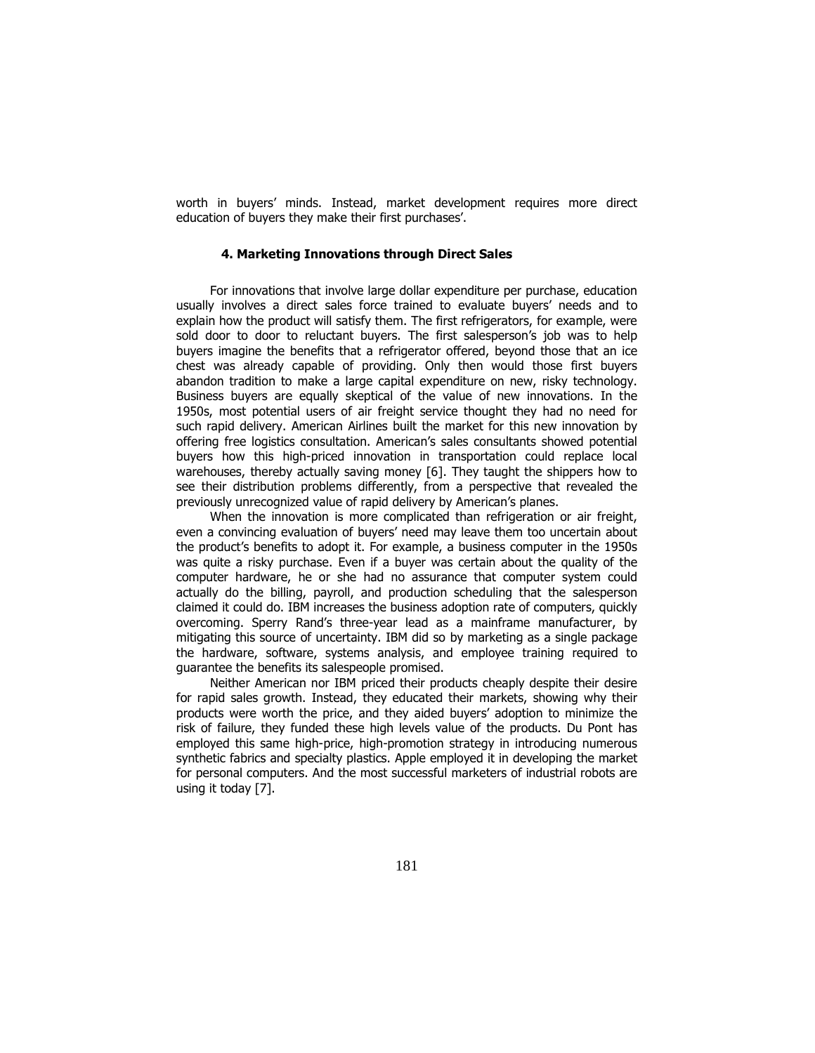worth in buyers' minds. Instead, market development requires more direct education of buyers they make their first purchases'.

### 4. Marketing Innovations through Direct Sales

For innovations that involve large dollar expenditure per purchase, education usually involves a direct sales force trained to evaluate buyers' needs and to explain how the product will satisfy them. The first refrigerators, for example, were sold door to door to reluctant buyers. The first salesperson's job was to help buyers imagine the benefits that a refrigerator offered, beyond those that an ice chest was already capable of providing. Only then would those first buyers abandon tradition to make a large capital expenditure on new, risky technology. Business buyers are equally skeptical of the value of new innovations. In the 1950s, most potential users of air freight service thought they had no need for such rapid delivery. American Airlines built the market for this new innovation by offering free logistics consultation. American's sales consultants showed potential buyers how this high-priced innovation in transportation could replace local warehouses, thereby actually saving money [6]. They taught the shippers how to see their distribution problems differently, from a perspective that revealed the previously unrecognized value of rapid delivery by American's planes.

When the innovation is more complicated than refrigeration or air freight, even a convincing evaluation of buyers' need may leave them too uncertain about the product's benefits to adopt it. For example, a business computer in the 1950s was quite a risky purchase. Even if a buyer was certain about the quality of the computer hardware, he or she had no assurance that computer system could actually do the billing, payroll, and production scheduling that the salesperson claimed it could do. IBM increases the business adoption rate of computers, quickly overcoming. Sperry Rand's three-year lead as a mainframe manufacturer, by mitigating this source of uncertainty. IBM did so by marketing as a single package the hardware, software, systems analysis, and employee training required to guarantee the benefits its salespeople promised.

Neither American nor IBM priced their products cheaply despite their desire for rapid sales growth. Instead, they educated their markets, showing why their products were worth the price, and they aided buyers' adoption to minimize the risk of failure, they funded these high levels value of the products. Du Pont has employed this same high-price, high-promotion strategy in introducing numerous synthetic fabrics and specialty plastics. Apple employed it in developing the market for personal computers. And the most successful marketers of industrial robots are using it today [7].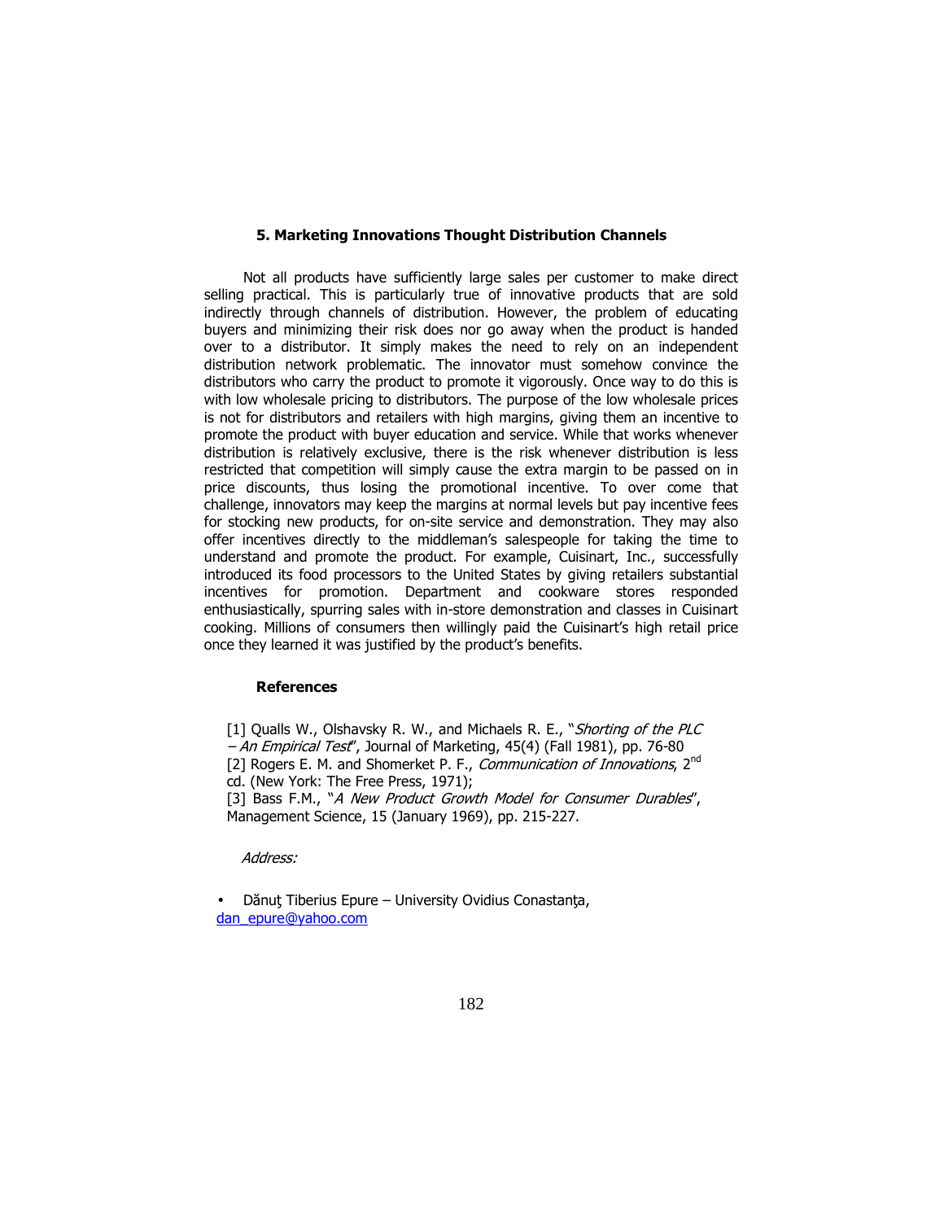### 5. Marketing Innovations Thought Distribution Channels

Not all products have sufficiently large sales per customer to make direct selling practical. This is particularly true of innovative products that are sold indirectly through channels of distribution. However, the problem of educating buyers and minimizing their risk does nor go away when the product is handed over to a distributor. It simply makes the need to rely on an independent distribution network problematic. The innovator must somehow convince the distributors who carry the product to promote it vigorously. Once way to do this is with low wholesale pricing to distributors. The purpose of the low wholesale prices is not for distributors and retailers with high margins, giving them an incentive to promote the product with buyer education and service. While that works whenever distribution is relatively exclusive, there is the risk whenever distribution is less restricted that competition will simply cause the extra margin to be passed on in price discounts, thus losing the promotional incentive. To over come that challenge, innovators may keep the margins at normal levels but pay incentive fees for stocking new products, for on-site service and demonstration. They may also offer incentives directly to the middleman's salespeople for taking the time to understand and promote the product. For example, Cuisinart, Inc., successfully introduced its food processors to the United States by giving retailers substantial incentives for promotion. Department and cookware stores responded enthusiastically, spurring sales with in-store demonstration and classes in Cuisinart cooking. Millions of consumers then willingly paid the Cuisinart's high retail price once they learned it was justified by the product's benefits.

### References

[1] Qualls W., Olshavsky R. W., and Michaels R. E., "*Shorting of the PLC – An Empirical Test*", Journal of Marketing, 45(4) (Fall 1981), pp. 76-80
[2] Rogers E. M. and Shomerket P. F., *Communication of Innovations*, 2nd cd. (New York: The Free Press, 1971);
[3] Bass F.M., "*A New Product Growth Model for Consumer Durables*", Management Science, 15 (January 1969), pp. 215-227.

*Address:*

- Dănuţ Tiberius Epure – University Ovidius Conastanţa, dan_epure@yahoo.com